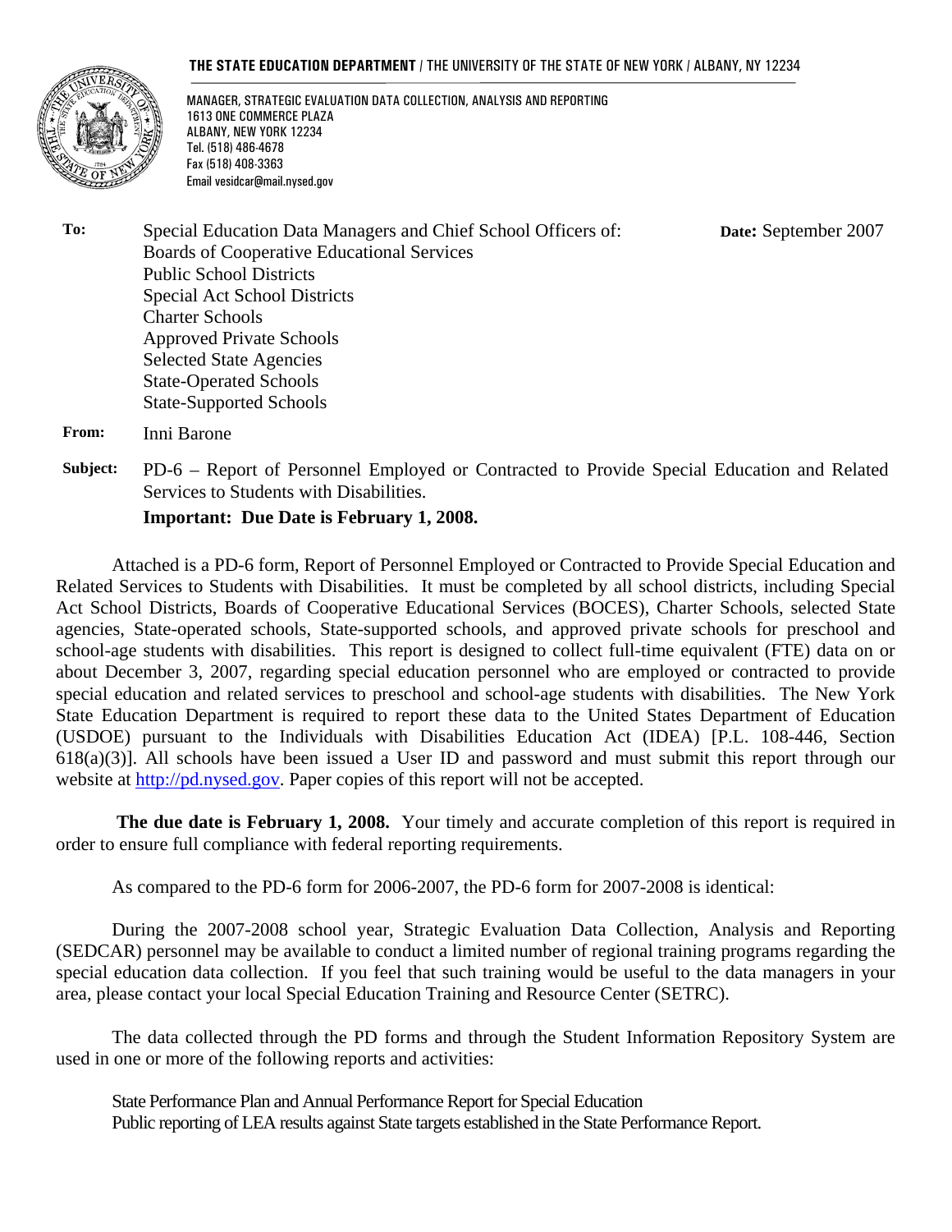**THE STATE EDUCATION DEPARTMENT** / THE UNIVERSITY OF THE STATE OF NEW YORK / ALBANY, NY 12234

MANAGER, STRATEGIC EVALUATION DATA COLLECTION, ANALYSIS AND REPORTING
1613 ONE COMMERCE PLAZA
ALBANY, NEW YORK 12234
Tel. (518) 486-4678
Fax (518) 408-3363
Email vesidcar@mail.nysed.gov

**To:** Special Education Data Managers and Chief School Officers of:
Boards of Cooperative Educational Services
Public School Districts
Special Act School Districts
Charter Schools
Approved Private Schools
Selected State Agencies
State-Operated Schools
State-Supported Schools

**Date:** September 2007

**From:** Inni Barone

**Subject:** PD-6 – Report of Personnel Employed or Contracted to Provide Special Education and Related Services to Students with Disabilities.
**Important: Due Date is February 1, 2008.**

Attached is a PD-6 form, Report of Personnel Employed or Contracted to Provide Special Education and Related Services to Students with Disabilities. It must be completed by all school districts, including Special Act School Districts, Boards of Cooperative Educational Services (BOCES), Charter Schools, selected State agencies, State-operated schools, State-supported schools, and approved private schools for preschool and school-age students with disabilities. This report is designed to collect full-time equivalent (FTE) data on or about December 3, 2007, regarding special education personnel who are employed or contracted to provide special education and related services to preschool and school-age students with disabilities. The New York State Education Department is required to report these data to the United States Department of Education (USDOE) pursuant to the Individuals with Disabilities Education Act (IDEA) [P.L. 108-446, Section 618(a)(3)]. All schools have been issued a User ID and password and must submit this report through our website at http://pd.nysed.gov. Paper copies of this report will not be accepted.

**The due date is February 1, 2008.** Your timely and accurate completion of this report is required in order to ensure full compliance with federal reporting requirements.

As compared to the PD-6 form for 2006-2007, the PD-6 form for 2007-2008 is identical:

During the 2007-2008 school year, Strategic Evaluation Data Collection, Analysis and Reporting (SEDCAR) personnel may be available to conduct a limited number of regional training programs regarding the special education data collection. If you feel that such training would be useful to the data managers in your area, please contact your local Special Education Training and Resource Center (SETRC).

The data collected through the PD forms and through the Student Information Repository System are used in one or more of the following reports and activities:

State Performance Plan and Annual Performance Report for Special Education
Public reporting of LEA results against State targets established in the State Performance Report.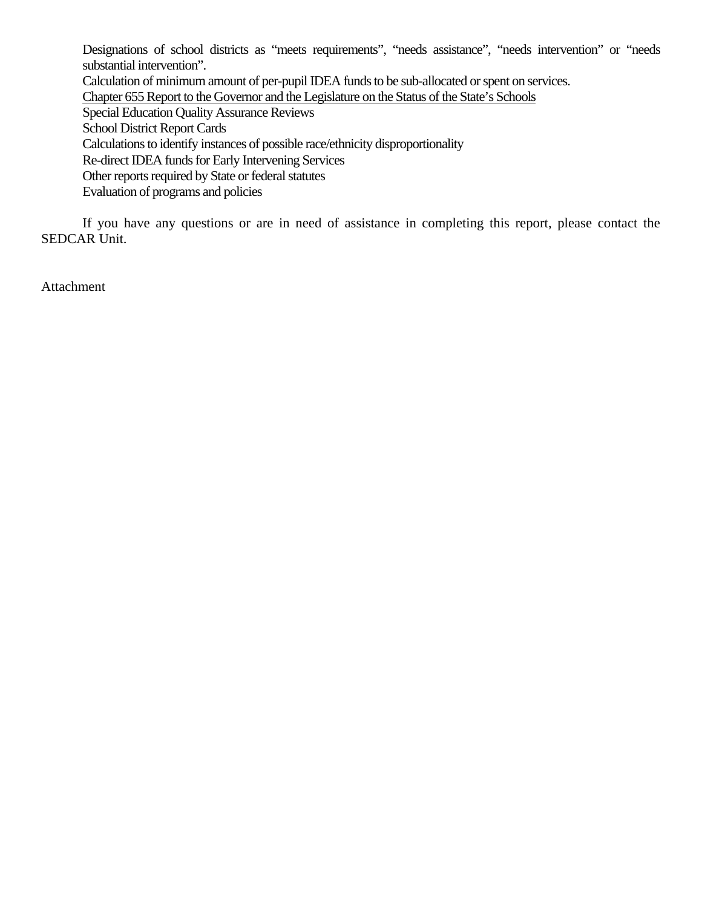Designations of school districts as “meets requirements”, “needs assistance”, “needs intervention” or “needs substantial intervention”.
Calculation of minimum amount of per-pupil IDEA funds to be sub-allocated or spent on services.
Chapter 655 Report to the Governor and the Legislature on the Status of the State’s Schools
Special Education Quality Assurance Reviews
School District Report Cards
Calculations to identify instances of possible race/ethnicity disproportionality
Re-direct IDEA funds for Early Intervening Services
Other reports required by State or federal statutes
Evaluation of programs and policies

If you have any questions or are in need of assistance in completing this report, please contact the SEDCAR Unit.

Attachment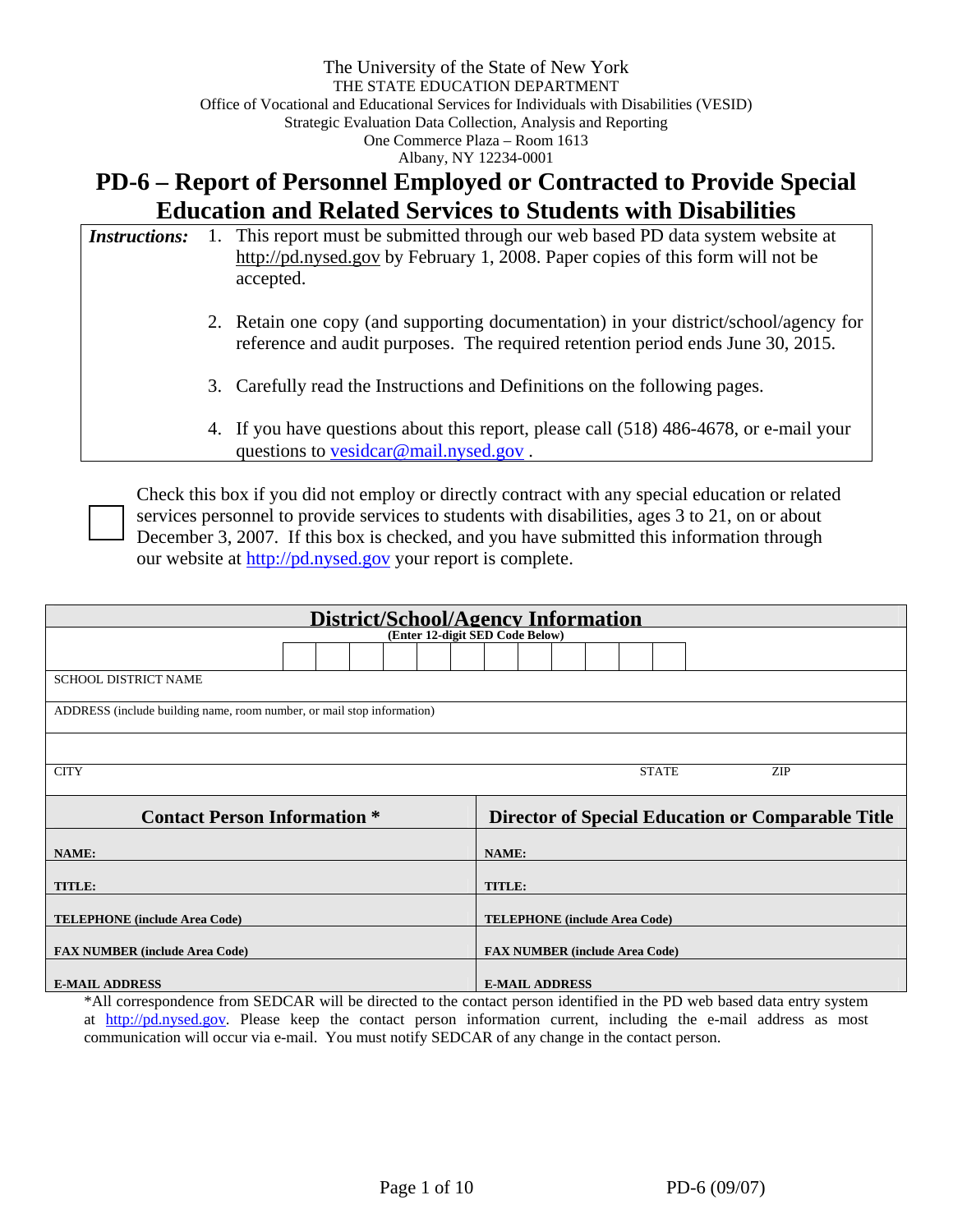The University of the State of New York
THE STATE EDUCATION DEPARTMENT
Office of Vocational and Educational Services for Individuals with Disabilities (VESID)
Strategic Evaluation Data Collection, Analysis and Reporting
One Commerce Plaza – Room 1613
Albany, NY 12234-0001

# PD-6 – Report of Personnel Employed or Contracted to Provide Special Education and Related Services to Students with Disabilities

***Instructions:***

1. This report must be submitted through our web based PD data system website at http://pd.nysed.gov by February 1, 2008. Paper copies of this form will not be accepted.

2. Retain one copy (and supporting documentation) in your district/school/agency for reference and audit purposes. The required retention period ends June 30, 2015.

3. Carefully read the Instructions and Definitions on the following pages.

4. If you have questions about this report, please call (518) 486-4678, or e-mail your questions to vesidcar@mail.nysed.gov .

☐ Check this box if you did not employ or directly contract with any special education or related services personnel to provide services to students with disabilities, ages 3 to 21, on or about December 3, 2007. If this box is checked, and you have submitted this information through our website at http://pd.nysed.gov your report is complete.

| District/School/Agency Information | | |
|---|---|---|
| (Enter 12-digit SED Code Below) | | |
| SCHOOL DISTRICT NAME | | |
| ADDRESS (include building name, room number, or mail stop information) | | |
| | | |
| CITY | STATE | ZIP |

| Contact Person Information * | Director of Special Education or Comparable Title |
|---|---|
| **NAME:** | **NAME:** |
| **TITLE:** | **TITLE:** |
| **TELEPHONE (include Area Code)** | **TELEPHONE (include Area Code)** |
| **FAX NUMBER (include Area Code)** | **FAX NUMBER (include Area Code)** |
| **E-MAIL ADDRESS** | **E-MAIL ADDRESS** |

*All correspondence from SEDCAR will be directed to the contact person identified in the PD web based data entry system at http://pd.nysed.gov. Please keep the contact person information current, including the e-mail address as most communication will occur via e-mail. You must notify SEDCAR of any change in the contact person.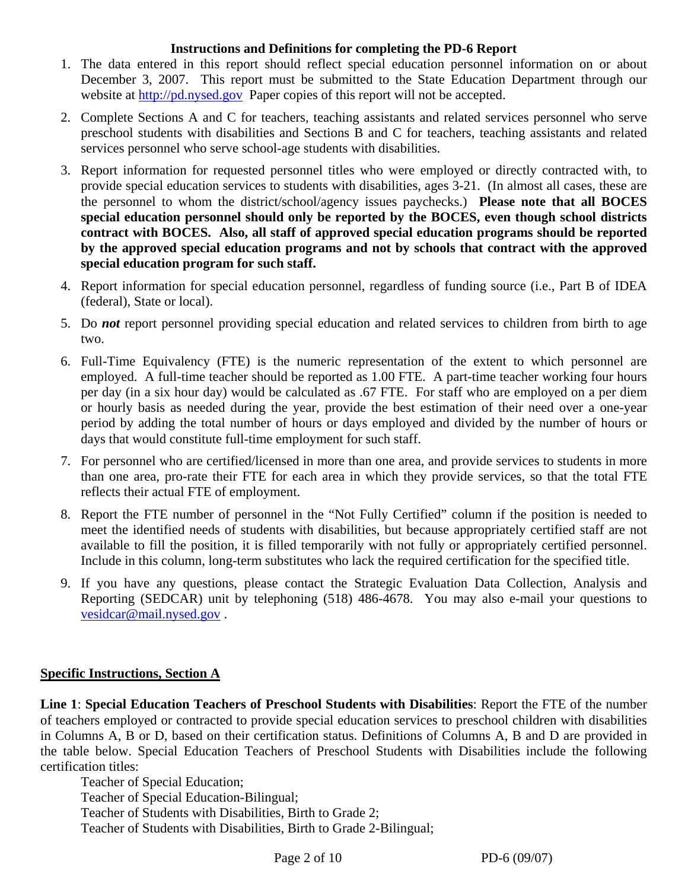## Instructions and Definitions for completing the PD-6 Report

1. The data entered in this report should reflect special education personnel information on or about December 3, 2007. This report must be submitted to the State Education Department through our website at http://pd.nysed.gov Paper copies of this report will not be accepted.

2. Complete Sections A and C for teachers, teaching assistants and related services personnel who serve preschool students with disabilities and Sections B and C for teachers, teaching assistants and related services personnel who serve school-age students with disabilities.

3. Report information for requested personnel titles who were employed or directly contracted with, to provide special education services to students with disabilities, ages 3-21. (In almost all cases, these are the personnel to whom the district/school/agency issues paychecks.) **Please note that all BOCES special education personnel should only be reported by the BOCES, even though school districts contract with BOCES. Also, all staff of approved special education programs should be reported by the approved special education programs and not by schools that contract with the approved special education program for such staff.**

4. Report information for special education personnel, regardless of funding source (i.e., Part B of IDEA (federal), State or local).

5. Do ***not*** report personnel providing special education and related services to children from birth to age two.

6. Full-Time Equivalency (FTE) is the numeric representation of the extent to which personnel are employed. A full-time teacher should be reported as 1.00 FTE. A part-time teacher working four hours per day (in a six hour day) would be calculated as .67 FTE. For staff who are employed on a per diem or hourly basis as needed during the year, provide the best estimation of their need over a one-year period by adding the total number of hours or days employed and divided by the number of hours or days that would constitute full-time employment for such staff.

7. For personnel who are certified/licensed in more than one area, and provide services to students in more than one area, pro-rate their FTE for each area in which they provide services, so that the total FTE reflects their actual FTE of employment.

8. Report the FTE number of personnel in the "Not Fully Certified" column if the position is needed to meet the identified needs of students with disabilities, but because appropriately certified staff are not available to fill the position, it is filled temporarily with not fully or appropriately certified personnel. Include in this column, long-term substitutes who lack the required certification for the specified title.

9. If you have any questions, please contact the Strategic Evaluation Data Collection, Analysis and Reporting (SEDCAR) unit by telephoning (518) 486-4678. You may also e-mail your questions to vesidcar@mail.nysed.gov .

## Specific Instructions, Section A

**Line 1**: **Special Education Teachers of Preschool Students with Disabilities**: Report the FTE of the number of teachers employed or contracted to provide special education services to preschool children with disabilities in Columns A, B or D, based on their certification status. Definitions of Columns A, B and D are provided in the table below. Special Education Teachers of Preschool Students with Disabilities include the following certification titles:

Teacher of Special Education;
Teacher of Special Education-Bilingual;
Teacher of Students with Disabilities, Birth to Grade 2;
Teacher of Students with Disabilities, Birth to Grade 2-Bilingual;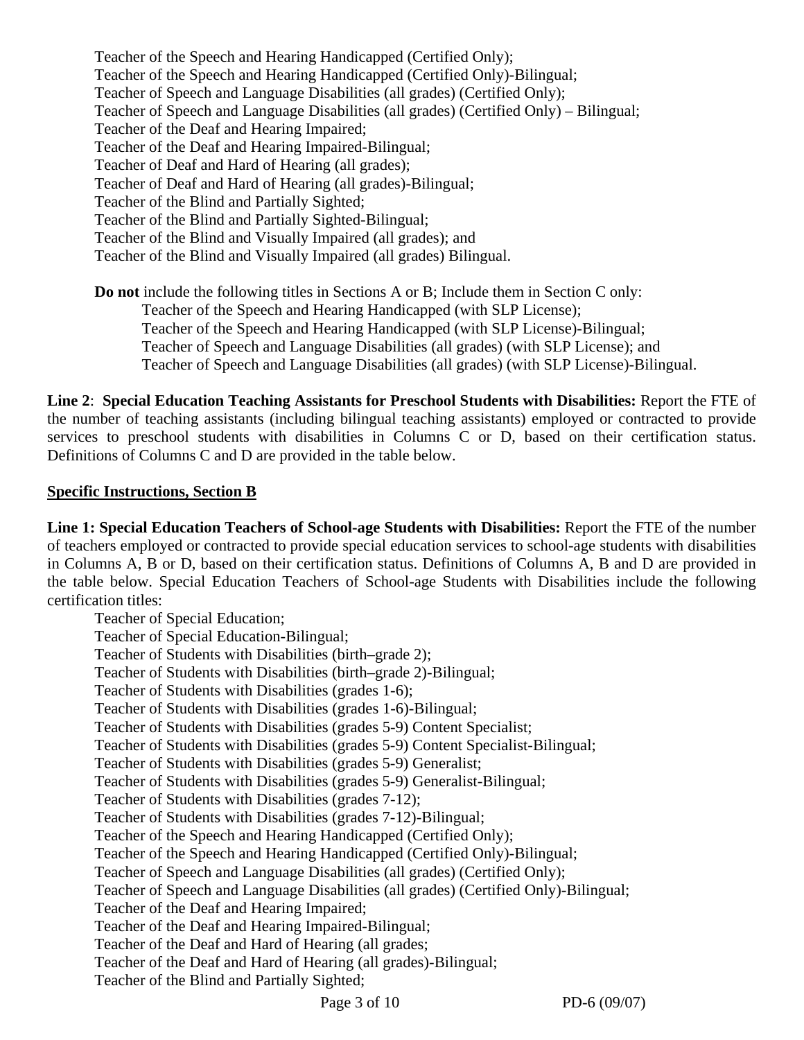Teacher of the Speech and Hearing Handicapped (Certified Only);
Teacher of the Speech and Hearing Handicapped (Certified Only)-Bilingual;
Teacher of Speech and Language Disabilities (all grades) (Certified Only);
Teacher of Speech and Language Disabilities (all grades) (Certified Only) – Bilingual;
Teacher of the Deaf and Hearing Impaired;
Teacher of the Deaf and Hearing Impaired-Bilingual;
Teacher of Deaf and Hard of Hearing (all grades);
Teacher of Deaf and Hard of Hearing (all grades)-Bilingual;
Teacher of the Blind and Partially Sighted;
Teacher of the Blind and Partially Sighted-Bilingual;
Teacher of the Blind and Visually Impaired (all grades); and
Teacher of the Blind and Visually Impaired (all grades) Bilingual.

**Do not** include the following titles in Sections A or B; Include them in Section C only:
Teacher of the Speech and Hearing Handicapped (with SLP License);
Teacher of the Speech and Hearing Handicapped (with SLP License)-Bilingual;
Teacher of Speech and Language Disabilities (all grades) (with SLP License); and
Teacher of Speech and Language Disabilities (all grades) (with SLP License)-Bilingual.

**Line 2**: **Special Education Teaching Assistants for Preschool Students with Disabilities:** Report the FTE of the number of teaching assistants (including bilingual teaching assistants) employed or contracted to provide services to preschool students with disabilities in Columns C or D, based on their certification status. Definitions of Columns C and D are provided in the table below.

<u>**Specific Instructions, Section B**</u>

**Line 1: Special Education Teachers of School-age Students with Disabilities:** Report the FTE of the number of teachers employed or contracted to provide special education services to school-age students with disabilities in Columns A, B or D, based on their certification status. Definitions of Columns A, B and D are provided in the table below. Special Education Teachers of School-age Students with Disabilities include the following certification titles:

Teacher of Special Education;
Teacher of Special Education-Bilingual;
Teacher of Students with Disabilities (birth–grade 2);
Teacher of Students with Disabilities (birth–grade 2)-Bilingual;
Teacher of Students with Disabilities (grades 1-6);
Teacher of Students with Disabilities (grades 1-6)-Bilingual;
Teacher of Students with Disabilities (grades 5-9) Content Specialist;
Teacher of Students with Disabilities (grades 5-9) Content Specialist-Bilingual;
Teacher of Students with Disabilities (grades 5-9) Generalist;
Teacher of Students with Disabilities (grades 5-9) Generalist-Bilingual;
Teacher of Students with Disabilities (grades 7-12);
Teacher of Students with Disabilities (grades 7-12)-Bilingual;
Teacher of the Speech and Hearing Handicapped (Certified Only);
Teacher of the Speech and Hearing Handicapped (Certified Only)-Bilingual;
Teacher of Speech and Language Disabilities (all grades) (Certified Only);
Teacher of Speech and Language Disabilities (all grades) (Certified Only)-Bilingual;
Teacher of the Deaf and Hearing Impaired;
Teacher of the Deaf and Hearing Impaired-Bilingual;
Teacher of the Deaf and Hard of Hearing (all grades;
Teacher of the Deaf and Hard of Hearing (all grades)-Bilingual;
Teacher of the Blind and Partially Sighted;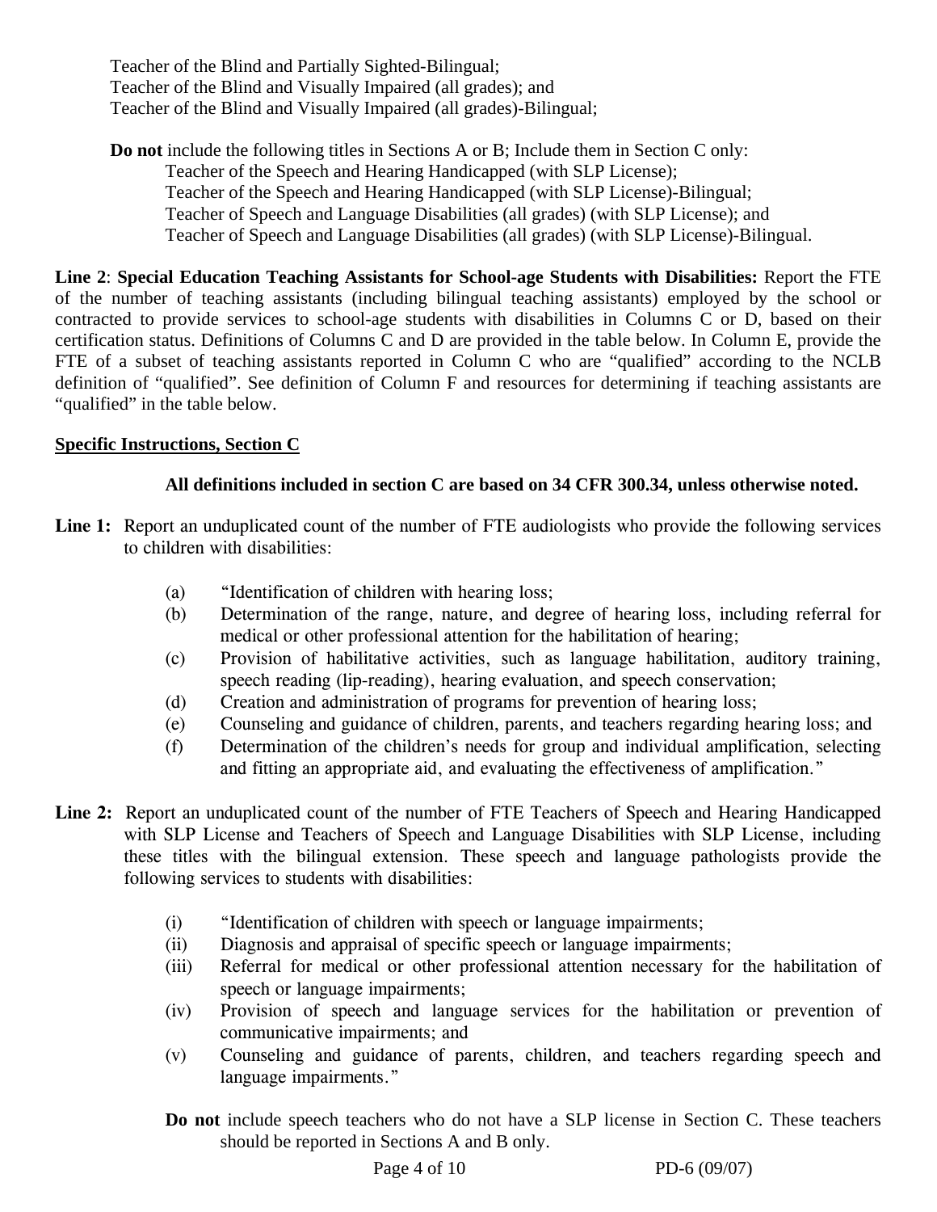Teacher of the Blind and Partially Sighted-Bilingual;
Teacher of the Blind and Visually Impaired (all grades); and
Teacher of the Blind and Visually Impaired (all grades)-Bilingual;

**Do not** include the following titles in Sections A or B; Include them in Section C only:
Teacher of the Speech and Hearing Handicapped (with SLP License);
Teacher of the Speech and Hearing Handicapped (with SLP License)-Bilingual;
Teacher of Speech and Language Disabilities (all grades) (with SLP License); and
Teacher of Speech and Language Disabilities (all grades) (with SLP License)-Bilingual.

**Line 2**: **Special Education Teaching Assistants for School-age Students with Disabilities:** Report the FTE of the number of teaching assistants (including bilingual teaching assistants) employed by the school or contracted to provide services to school-age students with disabilities in Columns C or D, based on their certification status. Definitions of Columns C and D are provided in the table below. In Column E, provide the FTE of a subset of teaching assistants reported in Column C who are "qualified" according to the NCLB definition of "qualified". See definition of Column F and resources for determining if teaching assistants are "qualified" in the table below.

**Specific Instructions, Section C**

**All definitions included in section C are based on 34 CFR 300.34, unless otherwise noted.**

**Line 1:** Report an unduplicated count of the number of FTE audiologists who provide the following services to children with disabilities:

(a) "Identification of children with hearing loss;
(b) Determination of the range, nature, and degree of hearing loss, including referral for medical or other professional attention for the habilitation of hearing;
(c) Provision of habilitative activities, such as language habilitation, auditory training, speech reading (lip-reading), hearing evaluation, and speech conservation;
(d) Creation and administration of programs for prevention of hearing loss;
(e) Counseling and guidance of children, parents, and teachers regarding hearing loss; and
(f) Determination of the children's needs for group and individual amplification, selecting and fitting an appropriate aid, and evaluating the effectiveness of amplification."

**Line 2:** Report an unduplicated count of the number of FTE Teachers of Speech and Hearing Handicapped with SLP License and Teachers of Speech and Language Disabilities with SLP License, including these titles with the bilingual extension. These speech and language pathologists provide the following services to students with disabilities:

(i) "Identification of children with speech or language impairments;
(ii) Diagnosis and appraisal of specific speech or language impairments;
(iii) Referral for medical or other professional attention necessary for the habilitation of speech or language impairments;
(iv) Provision of speech and language services for the habilitation or prevention of communicative impairments; and
(v) Counseling and guidance of parents, children, and teachers regarding speech and language impairments."

**Do not** include speech teachers who do not have a SLP license in Section C. These teachers should be reported in Sections A and B only.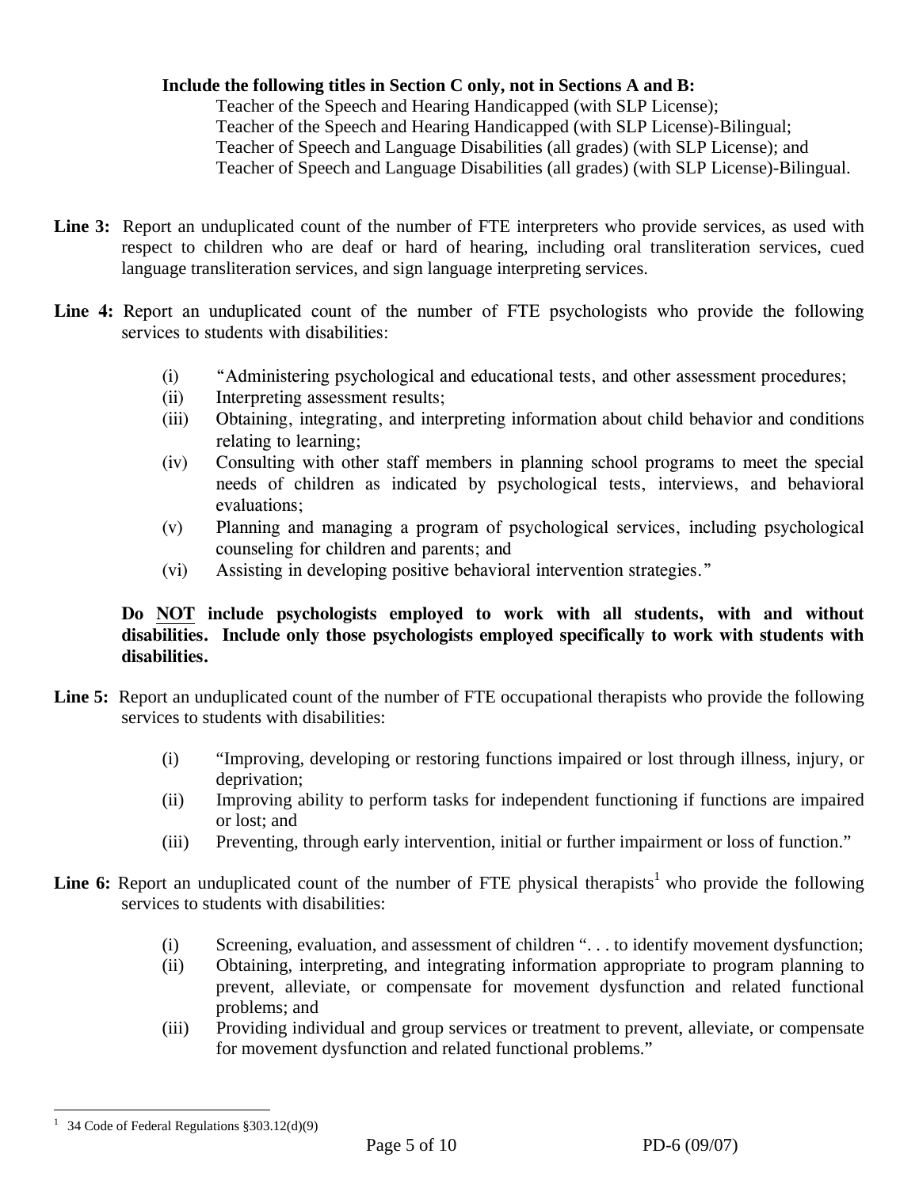**Include the following titles in Section C only, not in Sections A and B:**

Teacher of the Speech and Hearing Handicapped (with SLP License);
Teacher of the Speech and Hearing Handicapped (with SLP License)-Bilingual;
Teacher of Speech and Language Disabilities (all grades) (with SLP License); and
Teacher of Speech and Language Disabilities (all grades) (with SLP License)-Bilingual.

**Line 3:** Report an unduplicated count of the number of FTE interpreters who provide services, as used with respect to children who are deaf or hard of hearing, including oral transliteration services, cued language transliteration services, and sign language interpreting services.

**Line 4:** Report an unduplicated count of the number of FTE psychologists who provide the following services to students with disabilities:

(i) "Administering psychological and educational tests, and other assessment procedures;
(ii) Interpreting assessment results;
(iii) Obtaining, integrating, and interpreting information about child behavior and conditions relating to learning;
(iv) Consulting with other staff members in planning school programs to meet the special needs of children as indicated by psychological tests, interviews, and behavioral evaluations;
(v) Planning and managing a program of psychological services, including psychological counseling for children and parents; and
(vi) Assisting in developing positive behavioral intervention strategies."

**Do <u>NOT</u> include psychologists employed to work with all students, with and without disabilities. Include only those psychologists employed specifically to work with students with disabilities.**

**Line 5:** Report an unduplicated count of the number of FTE occupational therapists who provide the following services to students with disabilities:

(i) "Improving, developing or restoring functions impaired or lost through illness, injury, or deprivation;
(ii) Improving ability to perform tasks for independent functioning if functions are impaired or lost; and
(iii) Preventing, through early intervention, initial or further impairment or loss of function."

**Line 6:** Report an unduplicated count of the number of FTE physical therapists[1] who provide the following services to students with disabilities:

(i) Screening, evaluation, and assessment of children ". . . to identify movement dysfunction;
(ii) Obtaining, interpreting, and integrating information appropriate to program planning to prevent, alleviate, or compensate for movement dysfunction and related functional problems; and
(iii) Providing individual and group services or treatment to prevent, alleviate, or compensate for movement dysfunction and related functional problems."

---

[1] 34 Code of Federal Regulations §303.12(d)(9)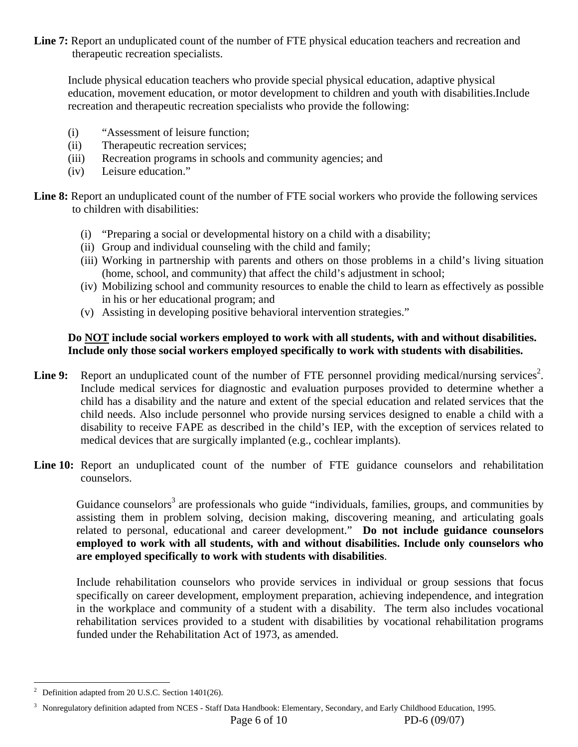**Line 7:** Report an unduplicated count of the number of FTE physical education teachers and recreation and therapeutic recreation specialists.

Include physical education teachers who provide special physical education, adaptive physical education, movement education, or motor development to children and youth with disabilities.Include recreation and therapeutic recreation specialists who provide the following:

(i) "Assessment of leisure function;
(ii) Therapeutic recreation services;
(iii) Recreation programs in schools and community agencies; and
(iv) Leisure education."

**Line 8:** Report an unduplicated count of the number of FTE social workers who provide the following services to children with disabilities:

(i) "Preparing a social or developmental history on a child with a disability;
(ii) Group and individual counseling with the child and family;
(iii) Working in partnership with parents and others on those problems in a child's living situation (home, school, and community) that affect the child's adjustment in school;
(iv) Mobilizing school and community resources to enable the child to learn as effectively as possible in his or her educational program; and
(v) Assisting in developing positive behavioral intervention strategies."

**Do NOT include social workers employed to work with all students, with and without disabilities. Include only those social workers employed specifically to work with students with disabilities.**

**Line 9:** Report an unduplicated count of the number of FTE personnel providing medical/nursing services[2]. Include medical services for diagnostic and evaluation purposes provided to determine whether a child has a disability and the nature and extent of the special education and related services that the child needs. Also include personnel who provide nursing services designed to enable a child with a disability to receive FAPE as described in the child's IEP, with the exception of services related to medical devices that are surgically implanted (e.g., cochlear implants).

**Line 10:** Report an unduplicated count of the number of FTE guidance counselors and rehabilitation counselors.

Guidance counselors[3] are professionals who guide "individuals, families, groups, and communities by assisting them in problem solving, decision making, discovering meaning, and articulating goals related to personal, educational and career development." **Do not include guidance counselors employed to work with all students, with and without disabilities. Include only counselors who are employed specifically to work with students with disabilities**.

Include rehabilitation counselors who provide services in individual or group sessions that focus specifically on career development, employment preparation, achieving independence, and integration in the workplace and community of a student with a disability. The term also includes vocational rehabilitation services provided to a student with disabilities by vocational rehabilitation programs funded under the Rehabilitation Act of 1973, as amended.

---

[2] Definition adapted from 20 U.S.C. Section 1401(26).

[3] Nonregulatory definition adapted from NCES - Staff Data Handbook: Elementary, Secondary, and Early Childhood Education, 1995.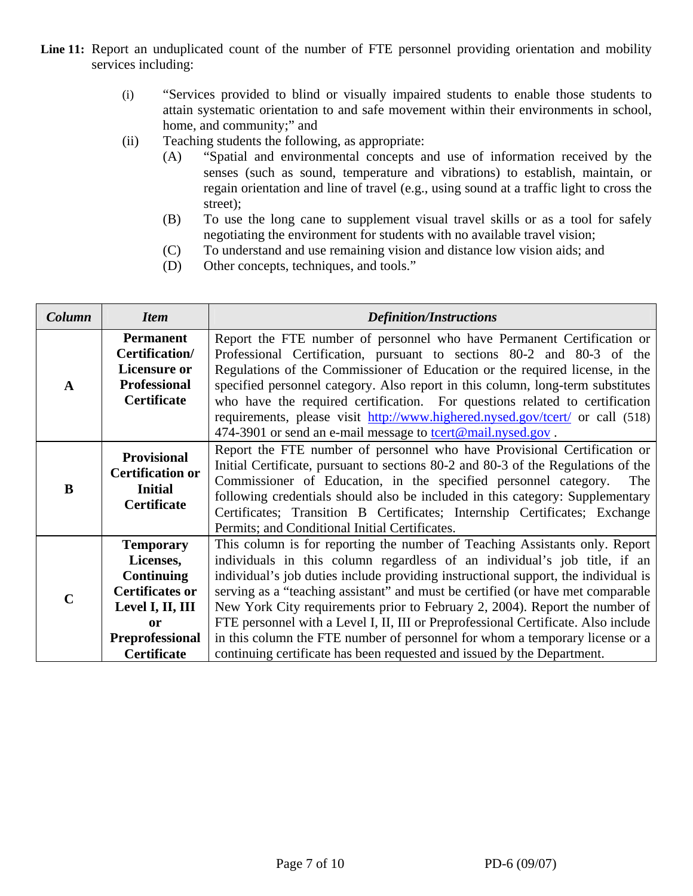**Line 11:** Report an unduplicated count of the number of FTE personnel providing orientation and mobility services including:

(i) "Services provided to blind or visually impaired students to enable those students to attain systematic orientation to and safe movement within their environments in school, home, and community;" and

(ii) Teaching students the following, as appropriate:

(A) "Spatial and environmental concepts and use of information received by the senses (such as sound, temperature and vibrations) to establish, maintain, or regain orientation and line of travel (e.g., using sound at a traffic light to cross the street);

(B) To use the long cane to supplement visual travel skills or as a tool for safely negotiating the environment for students with no available travel vision;

(C) To understand and use remaining vision and distance low vision aids; and

(D) Other concepts, techniques, and tools."

| *Column* | *Item* | *Definition/Instructions* |
|---|---|---|
| **A** | **Permanent Certification/ Licensure or Professional Certificate** | Report the FTE number of personnel who have Permanent Certification or Professional Certification, pursuant to sections 80-2 and 80-3 of the Regulations of the Commissioner of Education or the required license, in the specified personnel category. Also report in this column, long-term substitutes who have the required certification. For questions related to certification requirements, please visit http://www.highered.nysed.gov/tcert/ or call (518) 474-3901 or send an e-mail message to tcert@mail.nysed.gov . |
| **B** | **Provisional Certification or Initial Certificate** | Report the FTE number of personnel who have Provisional Certification or Initial Certificate, pursuant to sections 80-2 and 80-3 of the Regulations of the Commissioner of Education, in the specified personnel category. The following credentials should also be included in this category: Supplementary Certificates; Transition B Certificates; Internship Certificates; Exchange Permits; and Conditional Initial Certificates. |
| **C** | **Temporary Licenses, Continuing Certificates or Level I, II, III or Preprofessional Certificate** | This column is for reporting the number of Teaching Assistants only. Report individuals in this column regardless of an individual's job title, if an individual's job duties include providing instructional support, the individual is serving as a "teaching assistant" and must be certified (or have met comparable New York City requirements prior to February 2, 2004). Report the number of FTE personnel with a Level I, II, III or Preprofessional Certificate. Also include in this column the FTE number of personnel for whom a temporary license or a continuing certificate has been requested and issued by the Department. |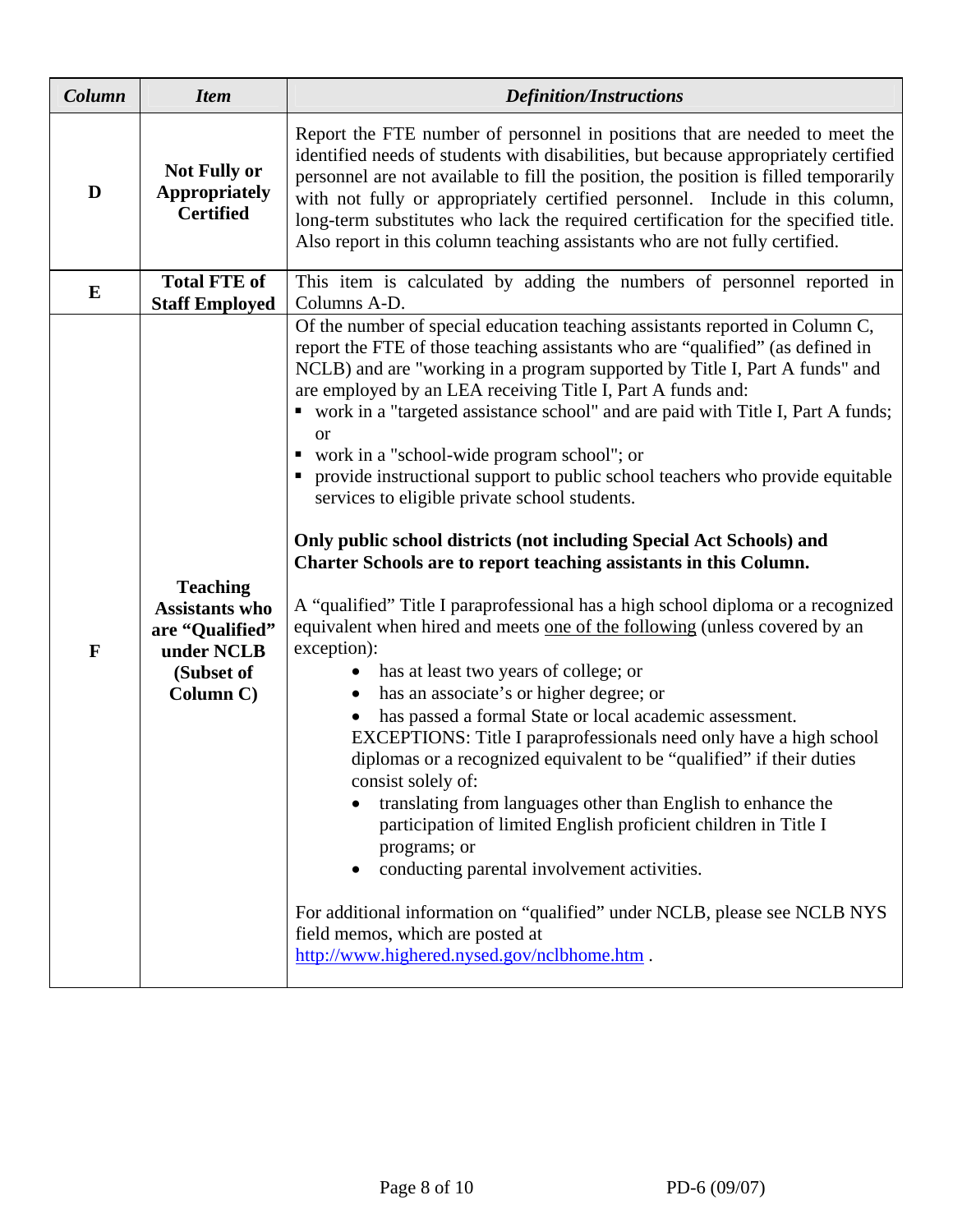| Column | Item | Definition/Instructions |
|---|---|---|
| **D** | **Not Fully or Appropriately Certified** | Report the FTE number of personnel in positions that are needed to meet the identified needs of students with disabilities, but because appropriately certified personnel are not available to fill the position, the position is filled temporarily with not fully or appropriately certified personnel. Include in this column, long-term substitutes who lack the required certification for the specified title. Also report in this column teaching assistants who are not fully certified. |
| **E** | **Total FTE of Staff Employed** | This item is calculated by adding the numbers of personnel reported in Columns A-D. |
| **F** | **Teaching Assistants who are "Qualified" under NCLB (Subset of Column C)** | Of the number of special education teaching assistants reported in Column C, report the FTE of those teaching assistants who are "qualified" (as defined in NCLB) and are "working in a program supported by Title I, Part A funds" and are employed by an LEA receiving Title I, Part A funds and:<br>▪ work in a "targeted assistance school" and are paid with Title I, Part A funds; or<br>▪ work in a "school-wide program school"; or<br>▪ provide instructional support to public school teachers who provide equitable services to eligible private school students.<br><br>**Only public school districts (not including Special Act Schools) and Charter Schools are to report teaching assistants in this Column.**<br><br>A "qualified" Title I paraprofessional has a high school diploma or a recognized equivalent when hired and meets one of the following (unless covered by an exception):<br>• has at least two years of college; or<br>• has an associate's or higher degree; or<br>• has passed a formal State or local academic assessment.<br>EXCEPTIONS: Title I paraprofessionals need only have a high school diplomas or a recognized equivalent to be "qualified" if their duties consist solely of:<br>• translating from languages other than English to enhance the participation of limited English proficient children in Title I programs; or<br>• conducting parental involvement activities.<br><br>For additional information on "qualified" under NCLB, please see NCLB NYS field memos, which are posted at http://www.highered.nysed.gov/nclbhome.htm . |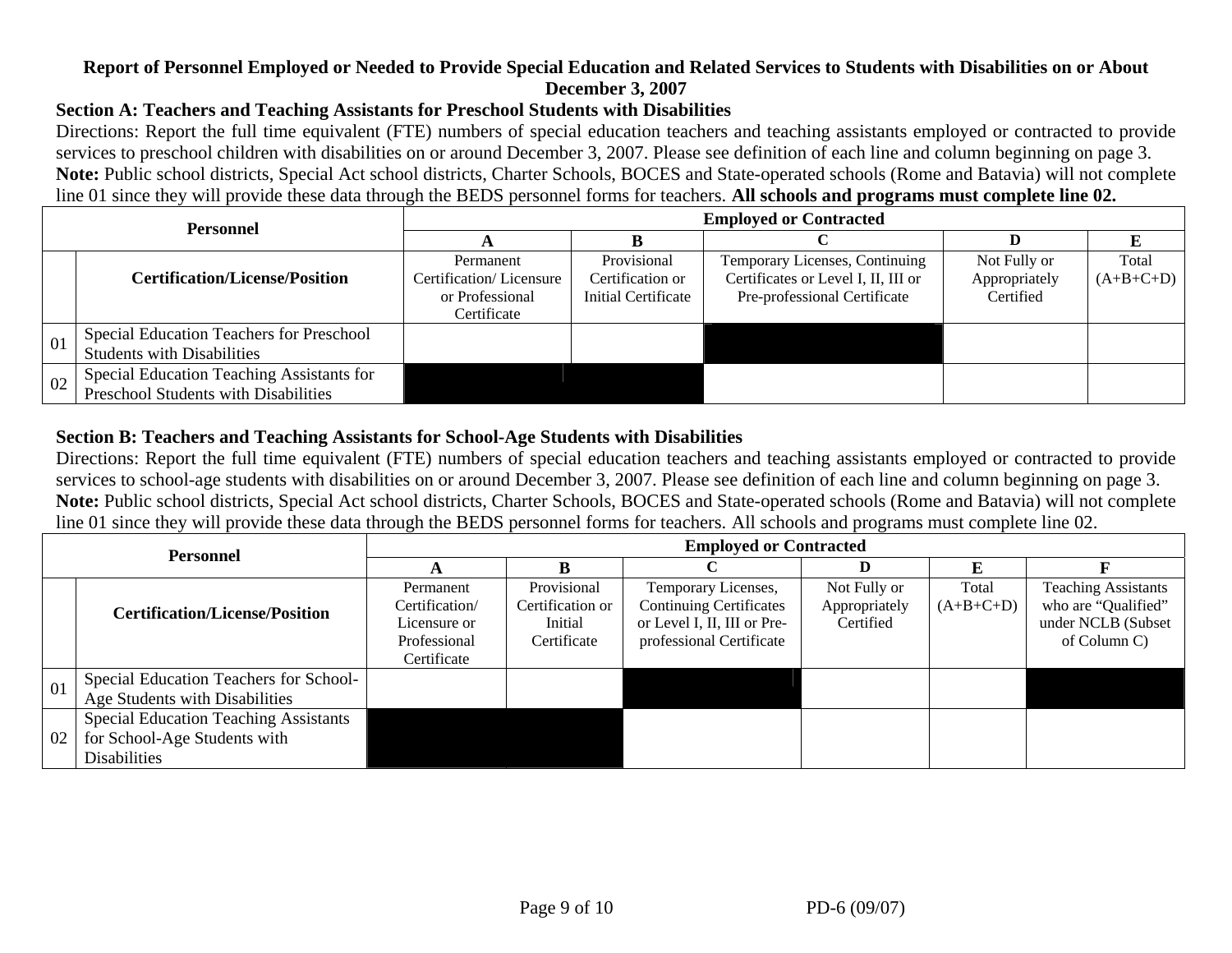**Report of Personnel Employed or Needed to Provide Special Education and Related Services to Students with Disabilities on or About December 3, 2007**

**Section A: Teachers and Teaching Assistants for Preschool Students with Disabilities**

Directions: Report the full time equivalent (FTE) numbers of special education teachers and teaching assistants employed or contracted to provide services to preschool children with disabilities on or around December 3, 2007. Please see definition of each line and column beginning on page 3.

**Note:** Public school districts, Special Act school districts, Charter Schools, BOCES and State-operated schools (Rome and Batavia) will not complete line 01 since they will provide these data through the BEDS personnel forms for teachers. **All schools and programs must complete line 02.**

| Personnel | | Employed or Contracted | | | | |
|---|---|---|---|---|---|---|
| | | A | B | C | D | E |
| | Certification/License/Position | Permanent Certification/ Licensure or Professional Certificate | Provisional Certification or Initial Certificate | Temporary Licenses, Continuing Certificates or Level I, II, III or Pre-professional Certificate | Not Fully or Appropriately Certified | Total (A+B+C+D) |
| 01 | Special Education Teachers for Preschool Students with Disabilities | | | | | |
| 02 | Special Education Teaching Assistants for Preschool Students with Disabilities | | | | | |

**Section B: Teachers and Teaching Assistants for School-Age Students with Disabilities**

Directions: Report the full time equivalent (FTE) numbers of special education teachers and teaching assistants employed or contracted to provide services to school-age students with disabilities on or around December 3, 2007. Please see definition of each line and column beginning on page 3.

**Note:** Public school districts, Special Act school districts, Charter Schools, BOCES and State-operated schools (Rome and Batavia) will not complete line 01 since they will provide these data through the BEDS personnel forms for teachers. All schools and programs must complete line 02.

| Personnel | | Employed or Contracted | | | | | |
|---|---|---|---|---|---|---|---|
| | | A | B | C | D | E | F |
| | Certification/License/Position | Permanent Certification/ Licensure or Professional Certificate | Provisional Certification or Initial Certificate | Temporary Licenses, Continuing Certificates or Level I, II, III or Pre-professional Certificate | Not Fully or Appropriately Certified | Total (A+B+C+D) | Teaching Assistants who are "Qualified" under NCLB (Subset of Column C) |
| 01 | Special Education Teachers for School-Age Students with Disabilities | | | | | | |
| 02 | Special Education Teaching Assistants for School-Age Students with Disabilities | | | | | | |

PD-6 (09/07)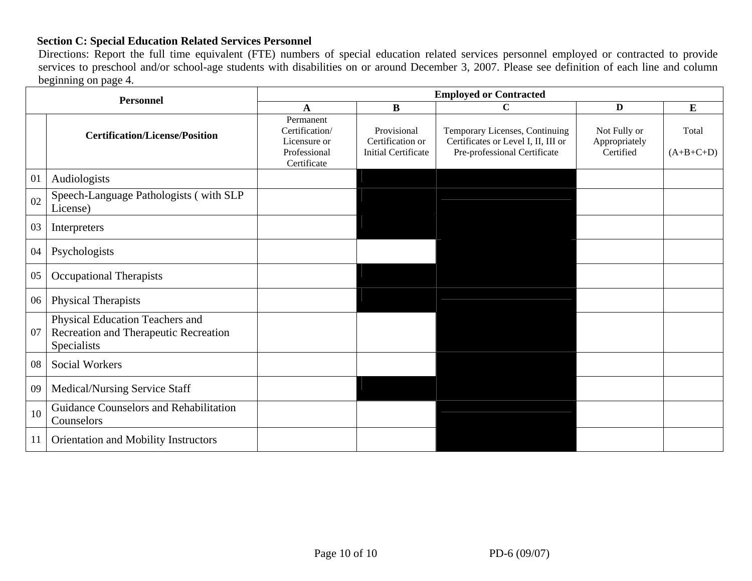**Section C: Special Education Related Services Personnel**

Directions: Report the full time equivalent (FTE) numbers of special education related services personnel employed or contracted to provide services to preschool and/or school-age students with disabilities on or around December 3, 2007. Please see definition of each line and column beginning on page 4.

| Personnel | | Employed or Contracted | | | | |
|---|---|---|---|---|---|---|
| | | A | B | C | D | E |
| | Certification/License/Position | Permanent Certification/ Licensure or Professional Certificate | Provisional Certification or Initial Certificate | Temporary Licenses, Continuing Certificates or Level I, II, III or Pre-professional Certificate | Not Fully or Appropriately Certified | Total (A+B+C+D) |
| 01 | Audiologists | | | | | |
| 02 | Speech-Language Pathologists ( with SLP License) | | | | | |
| 03 | Interpreters | | | | | |
| 04 | Psychologists | | | | | |
| 05 | Occupational Therapists | | | | | |
| 06 | Physical Therapists | | | | | |
| 07 | Physical Education Teachers and Recreation and Therapeutic Recreation Specialists | | | | | |
| 08 | Social Workers | | | | | |
| 09 | Medical/Nursing Service Staff | | | | | |
| 10 | Guidance Counselors and Rehabilitation Counselors | | | | | |
| 11 | Orientation and Mobility Instructors | | | | | |

PD-6 (09/07)